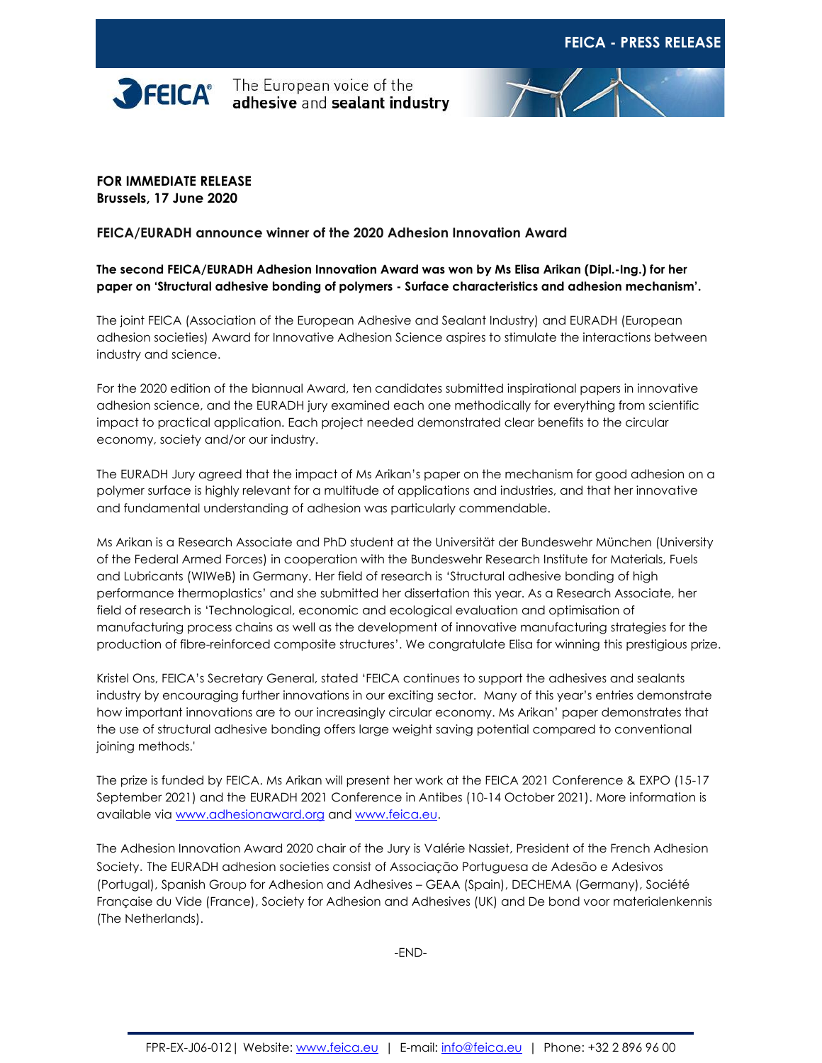**FEICA - PRESS RELEASE**

FEICA® The European voice of the **adhesive** and **sealant industry**

**FOR IMMEDIATE RELEASE**
**Brussels, 17 June 2020**

**FEICA/EURADH announce winner of the 2020 Adhesion Innovation Award**

**The second FEICA/EURADH Adhesion Innovation Award was won by Ms Elisa Arikan (Dipl.-Ing.) for her paper on 'Structural adhesive bonding of polymers - Surface characteristics and adhesion mechanism'.**

The joint FEICA (Association of the European Adhesive and Sealant Industry) and EURADH (European adhesion societies) Award for Innovative Adhesion Science aspires to stimulate the interactions between industry and science.

For the 2020 edition of the biannual Award, ten candidates submitted inspirational papers in innovative adhesion science, and the EURADH jury examined each one methodically for everything from scientific impact to practical application. Each project needed demonstrated clear benefits to the circular economy, society and/or our industry.

The EURADH Jury agreed that the impact of Ms Arikan's paper on the mechanism for good adhesion on a polymer surface is highly relevant for a multitude of applications and industries, and that her innovative and fundamental understanding of adhesion was particularly commendable.

Ms Arikan is a Research Associate and PhD student at the Universität der Bundeswehr München (University of the Federal Armed Forces) in cooperation with the Bundeswehr Research Institute for Materials, Fuels and Lubricants (WIWeB) in Germany. Her field of research is 'Structural adhesive bonding of high performance thermoplastics' and she submitted her dissertation this year. As a Research Associate, her field of research is 'Technological, economic and ecological evaluation and optimisation of manufacturing process chains as well as the development of innovative manufacturing strategies for the production of fibre-reinforced composite structures'. We congratulate Elisa for winning this prestigious prize.

Kristel Ons, FEICA's Secretary General, stated 'FEICA continues to support the adhesives and sealants industry by encouraging further innovations in our exciting sector. Many of this year's entries demonstrate how important innovations are to our increasingly circular economy. Ms Arikan' paper demonstrates that the use of structural adhesive bonding offers large weight saving potential compared to conventional joining methods.'

The prize is funded by FEICA. Ms Arikan will present her work at the FEICA 2021 Conference & EXPO (15-17 September 2021) and the EURADH 2021 Conference in Antibes (10-14 October 2021). More information is available via www.adhesionaward.org and www.feica.eu.

The Adhesion Innovation Award 2020 chair of the Jury is Valérie Nassiet, President of the French Adhesion Society. The EURADH adhesion societies consist of Associação Portuguesa de Adesão e Adesivos (Portugal), Spanish Group for Adhesion and Adhesives – GEAA (Spain), DECHEMA (Germany), Société Française du Vide (France), Society for Adhesion and Adhesives (UK) and De bond voor materialenkennis (The Netherlands).

-END-

FPR-EX-J06-012 | Website: www.feica.eu | E-mail: info@feica.eu | Phone: +32 2 896 96 00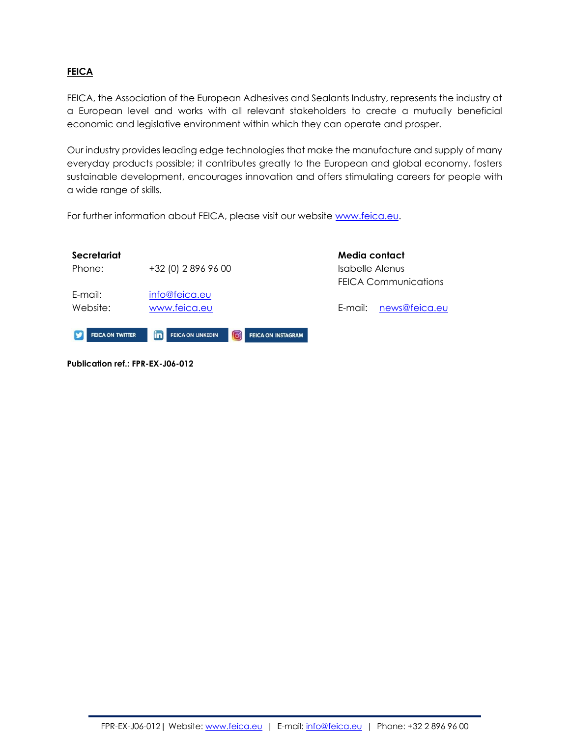**FEICA**

FEICA, the Association of the European Adhesives and Sealants Industry, represents the industry at a European level and works with all relevant stakeholders to create a mutually beneficial economic and legislative environment within which they can operate and prosper.

Our industry provides leading edge technologies that make the manufacture and supply of many everyday products possible; it contributes greatly to the European and global economy, fosters sustainable development, encourages innovation and offers stimulating careers for people with a wide range of skills.

For further information about FEICA, please visit our website www.feica.eu.

**Secretariat**
Phone: +32 (0) 2 896 96 00

E-mail: info@feica.eu
Website: www.feica.eu

**Media contact**
Isabelle Alenus
FEICA Communications

E-mail: news@feica.eu

FEICA ON TWITTER | FEICA ON LINKEDIN | FEICA ON INSTAGRAM

**Publication ref.: FPR-EX-J06-012**